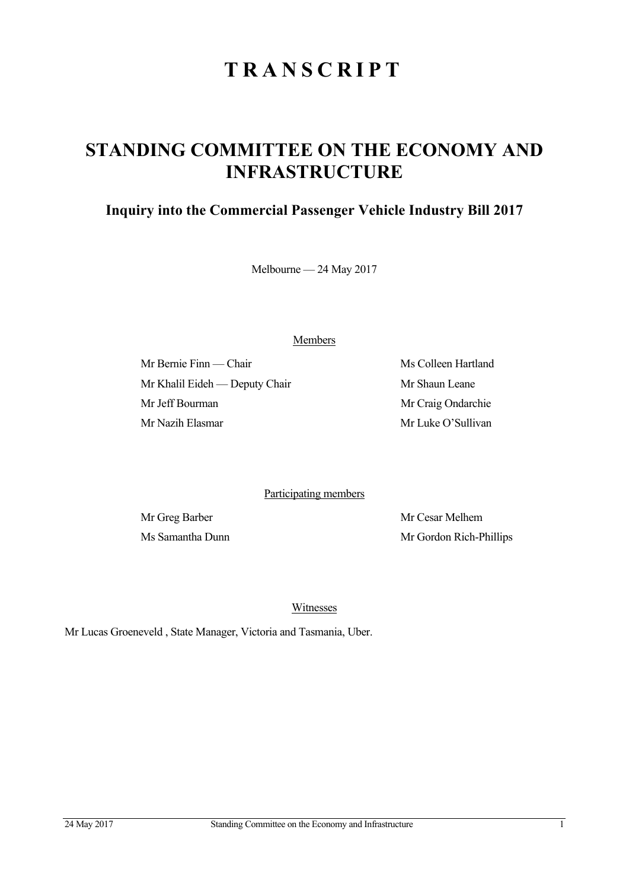# TRANSCRIPT

## STANDING COMMITTEE ON THE ECONOMY AND INFRASTRUCTURE

### Inquiry into the Commercial Passenger Vehicle Industry Bill 2017

Melbourne — 24 May 2017

Members

Mr Bernie Finn — Chair

Mr Khalil Eideh — Deputy Chair

Mr Jeff Bourman

Mr Nazih Elasmar

Ms Colleen Hartland

Mr Shaun Leane

Mr Craig Ondarchie

Mr Luke O'Sullivan

Participating members

Mr Greg Barber

Ms Samantha Dunn

Mr Cesar Melhem

Mr Gordon Rich-Phillips

Witnesses

Mr Lucas Groeneveld , State Manager, Victoria and Tasmania, Uber.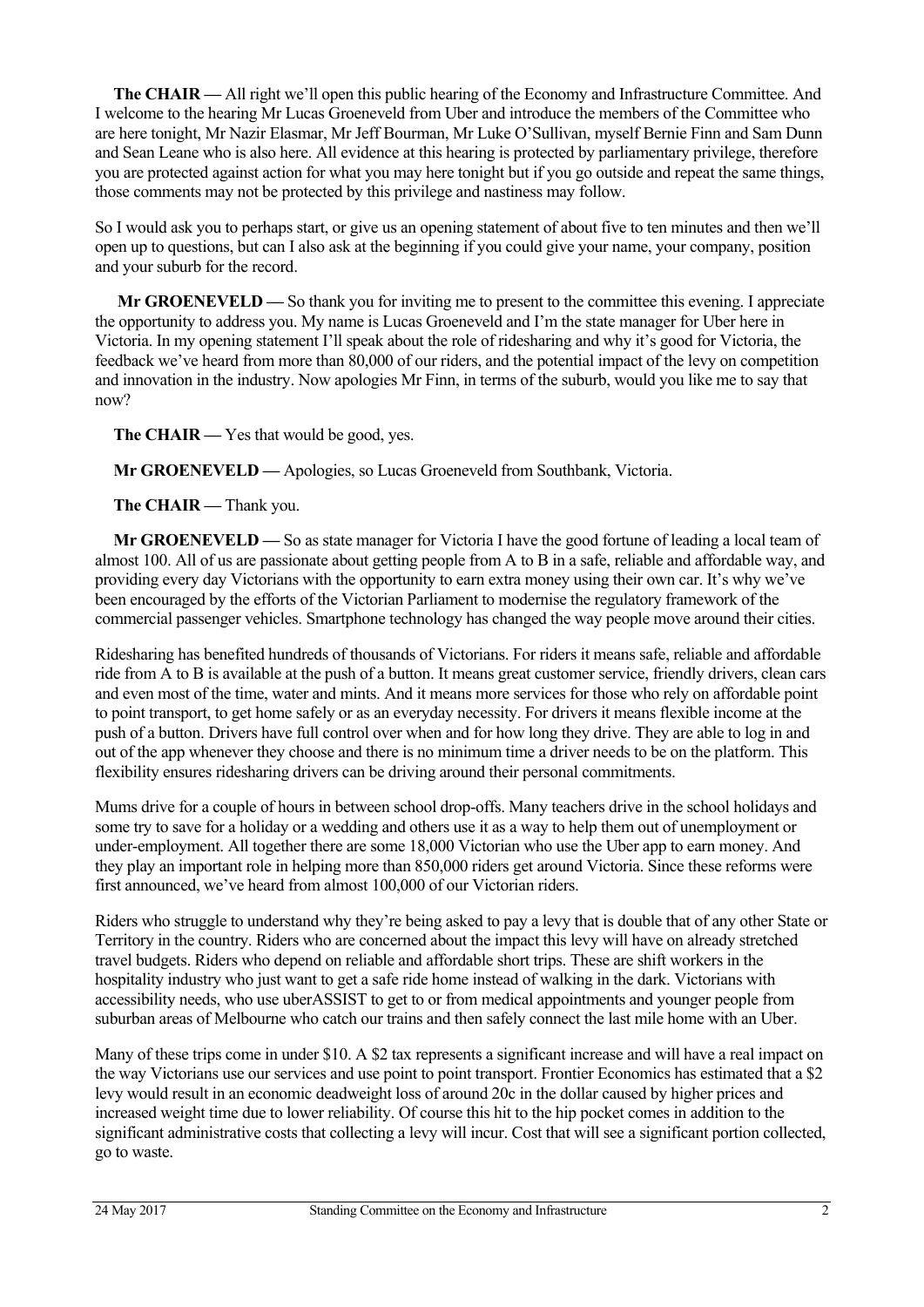**The CHAIR —** All right we'll open this public hearing of the Economy and Infrastructure Committee. And I welcome to the hearing Mr Lucas Groeneveld from Uber and introduce the members of the Committee who are here tonight, Mr Nazir Elasmar, Mr Jeff Bourman, Mr Luke O'Sullivan, myself Bernie Finn and Sam Dunn and Sean Leane who is also here. All evidence at this hearing is protected by parliamentary privilege, therefore you are protected against action for what you may here tonight but if you go outside and repeat the same things, those comments may not be protected by this privilege and nastiness may follow.

So I would ask you to perhaps start, or give us an opening statement of about five to ten minutes and then we'll open up to questions, but can I also ask at the beginning if you could give your name, your company, position and your suburb for the record.

**Mr GROENEVELD —** So thank you for inviting me to present to the committee this evening. I appreciate the opportunity to address you. My name is Lucas Groeneveld and I'm the state manager for Uber here in Victoria. In my opening statement I'll speak about the role of ridesharing and why it's good for Victoria, the feedback we've heard from more than 80,000 of our riders, and the potential impact of the levy on competition and innovation in the industry. Now apologies Mr Finn, in terms of the suburb, would you like me to say that now?

**The CHAIR —** Yes that would be good, yes.

**Mr GROENEVELD —** Apologies, so Lucas Groeneveld from Southbank, Victoria.

**The CHAIR —** Thank you.

**Mr GROENEVELD —** So as state manager for Victoria I have the good fortune of leading a local team of almost 100. All of us are passionate about getting people from A to B in a safe, reliable and affordable way, and providing every day Victorians with the opportunity to earn extra money using their own car. It's why we've been encouraged by the efforts of the Victorian Parliament to modernise the regulatory framework of the commercial passenger vehicles. Smartphone technology has changed the way people move around their cities.

Ridesharing has benefited hundreds of thousands of Victorians. For riders it means safe, reliable and affordable ride from A to B is available at the push of a button. It means great customer service, friendly drivers, clean cars and even most of the time, water and mints. And it means more services for those who rely on affordable point to point transport, to get home safely or as an everyday necessity. For drivers it means flexible income at the push of a button. Drivers have full control over when and for how long they drive. They are able to log in and out of the app whenever they choose and there is no minimum time a driver needs to be on the platform. This flexibility ensures ridesharing drivers can be driving around their personal commitments.

Mums drive for a couple of hours in between school drop-offs. Many teachers drive in the school holidays and some try to save for a holiday or a wedding and others use it as a way to help them out of unemployment or under-employment. All together there are some 18,000 Victorian who use the Uber app to earn money. And they play an important role in helping more than 850,000 riders get around Victoria. Since these reforms were first announced, we've heard from almost 100,000 of our Victorian riders.

Riders who struggle to understand why they're being asked to pay a levy that is double that of any other State or Territory in the country. Riders who are concerned about the impact this levy will have on already stretched travel budgets. Riders who depend on reliable and affordable short trips. These are shift workers in the hospitality industry who just want to get a safe ride home instead of walking in the dark. Victorians with accessibility needs, who use uberASSIST to get to or from medical appointments and younger people from suburban areas of Melbourne who catch our trains and then safely connect the last mile home with an Uber.

Many of these trips come in under $10. A $2 tax represents a significant increase and will have a real impact on the way Victorians use our services and use point to point transport. Frontier Economics has estimated that a $2 levy would result in an economic deadweight loss of around 20c in the dollar caused by higher prices and increased weight time due to lower reliability. Of course this hit to the hip pocket comes in addition to the significant administrative costs that collecting a levy will incur. Cost that will see a significant portion collected, go to waste.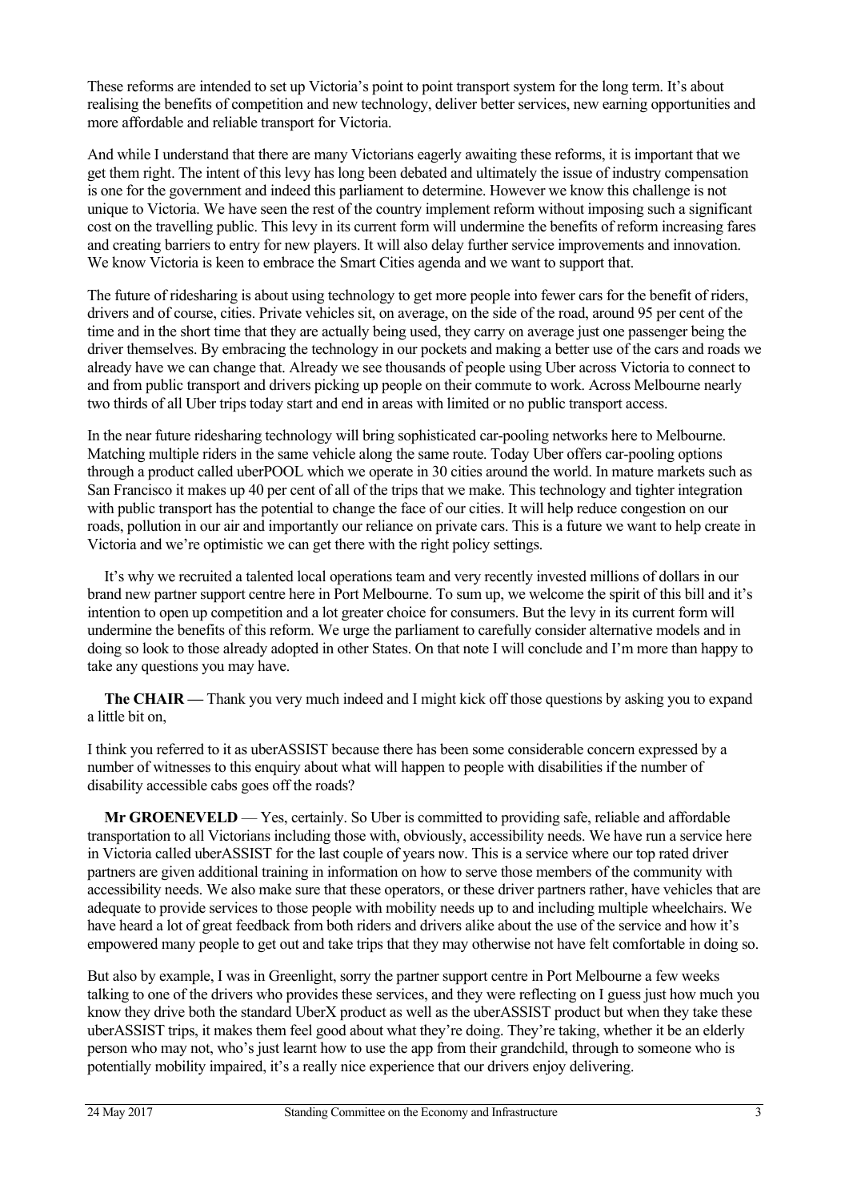These reforms are intended to set up Victoria's point to point transport system for the long term. It's about realising the benefits of competition and new technology, deliver better services, new earning opportunities and more affordable and reliable transport for Victoria.

And while I understand that there are many Victorians eagerly awaiting these reforms, it is important that we get them right. The intent of this levy has long been debated and ultimately the issue of industry compensation is one for the government and indeed this parliament to determine. However we know this challenge is not unique to Victoria. We have seen the rest of the country implement reform without imposing such a significant cost on the travelling public. This levy in its current form will undermine the benefits of reform increasing fares and creating barriers to entry for new players. It will also delay further service improvements and innovation. We know Victoria is keen to embrace the Smart Cities agenda and we want to support that.

The future of ridesharing is about using technology to get more people into fewer cars for the benefit of riders, drivers and of course, cities. Private vehicles sit, on average, on the side of the road, around 95 per cent of the time and in the short time that they are actually being used, they carry on average just one passenger being the driver themselves. By embracing the technology in our pockets and making a better use of the cars and roads we already have we can change that. Already we see thousands of people using Uber across Victoria to connect to and from public transport and drivers picking up people on their commute to work. Across Melbourne nearly two thirds of all Uber trips today start and end in areas with limited or no public transport access.

In the near future ridesharing technology will bring sophisticated car-pooling networks here to Melbourne. Matching multiple riders in the same vehicle along the same route. Today Uber offers car-pooling options through a product called uberPOOL which we operate in 30 cities around the world. In mature markets such as San Francisco it makes up 40 per cent of all of the trips that we make. This technology and tighter integration with public transport has the potential to change the face of our cities. It will help reduce congestion on our roads, pollution in our air and importantly our reliance on private cars. This is a future we want to help create in Victoria and we're optimistic we can get there with the right policy settings.

It's why we recruited a talented local operations team and very recently invested millions of dollars in our brand new partner support centre here in Port Melbourne. To sum up, we welcome the spirit of this bill and it's intention to open up competition and a lot greater choice for consumers. But the levy in its current form will undermine the benefits of this reform. We urge the parliament to carefully consider alternative models and in doing so look to those already adopted in other States. On that note I will conclude and I'm more than happy to take any questions you may have.

**The CHAIR —** Thank you very much indeed and I might kick off those questions by asking you to expand a little bit on,

I think you referred to it as uberASSIST because there has been some considerable concern expressed by a number of witnesses to this enquiry about what will happen to people with disabilities if the number of disability accessible cabs goes off the roads?

**Mr GROENEVELD** — Yes, certainly. So Uber is committed to providing safe, reliable and affordable transportation to all Victorians including those with, obviously, accessibility needs. We have run a service here in Victoria called uberASSIST for the last couple of years now. This is a service where our top rated driver partners are given additional training in information on how to serve those members of the community with accessibility needs. We also make sure that these operators, or these driver partners rather, have vehicles that are adequate to provide services to those people with mobility needs up to and including multiple wheelchairs. We have heard a lot of great feedback from both riders and drivers alike about the use of the service and how it's empowered many people to get out and take trips that they may otherwise not have felt comfortable in doing so.

But also by example, I was in Greenlight, sorry the partner support centre in Port Melbourne a few weeks talking to one of the drivers who provides these services, and they were reflecting on I guess just how much you know they drive both the standard UberX product as well as the uberASSIST product but when they take these uberASSIST trips, it makes them feel good about what they're doing. They're taking, whether it be an elderly person who may not, who's just learnt how to use the app from their grandchild, through to someone who is potentially mobility impaired, it's a really nice experience that our drivers enjoy delivering.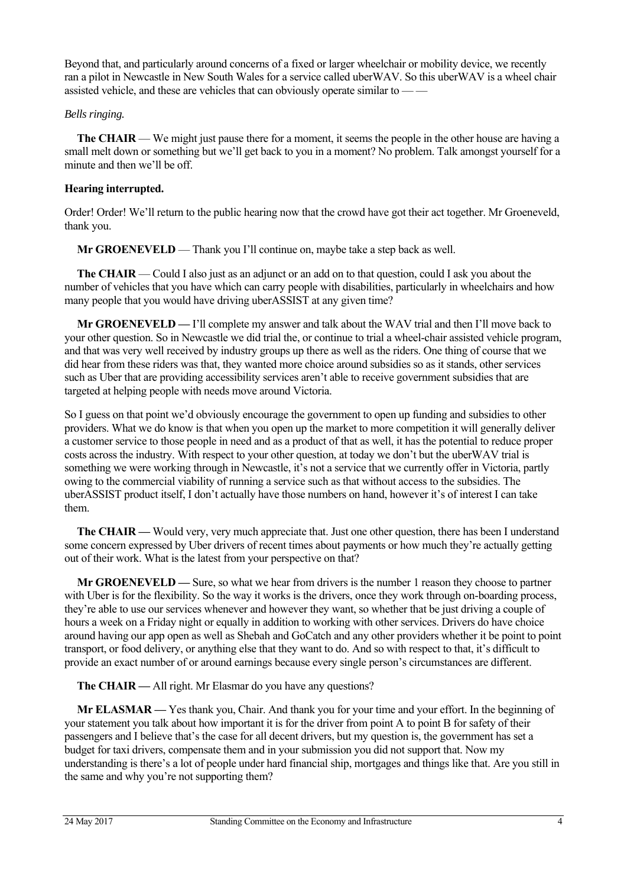Beyond that, and particularly around concerns of a fixed or larger wheelchair or mobility device, we recently ran a pilot in Newcastle in New South Wales for a service called uberWAV. So this uberWAV is a wheel chair assisted vehicle, and these are vehicles that can obviously operate similar to — —

*Bells ringing.*

**The CHAIR** — We might just pause there for a moment, it seems the people in the other house are having a small melt down or something but we'll get back to you in a moment? No problem. Talk amongst yourself for a minute and then we'll be off.

**Hearing interrupted.**

Order! Order! We'll return to the public hearing now that the crowd have got their act together. Mr Groeneveld, thank you.

**Mr GROENEVELD** — Thank you I'll continue on, maybe take a step back as well.

**The CHAIR** — Could I also just as an adjunct or an add on to that question, could I ask you about the number of vehicles that you have which can carry people with disabilities, particularly in wheelchairs and how many people that you would have driving uberASSIST at any given time?

**Mr GROENEVELD —** I'll complete my answer and talk about the WAV trial and then I'll move back to your other question. So in Newcastle we did trial the, or continue to trial a wheel-chair assisted vehicle program, and that was very well received by industry groups up there as well as the riders. One thing of course that we did hear from these riders was that, they wanted more choice around subsidies so as it stands, other services such as Uber that are providing accessibility services aren't able to receive government subsidies that are targeted at helping people with needs move around Victoria.

So I guess on that point we'd obviously encourage the government to open up funding and subsidies to other providers. What we do know is that when you open up the market to more competition it will generally deliver a customer service to those people in need and as a product of that as well, it has the potential to reduce proper costs across the industry. With respect to your other question, at today we don't but the uberWAV trial is something we were working through in Newcastle, it's not a service that we currently offer in Victoria, partly owing to the commercial viability of running a service such as that without access to the subsidies. The uberASSIST product itself, I don't actually have those numbers on hand, however it's of interest I can take them.

**The CHAIR —** Would very, very much appreciate that. Just one other question, there has been I understand some concern expressed by Uber drivers of recent times about payments or how much they're actually getting out of their work. What is the latest from your perspective on that?

**Mr GROENEVELD —** Sure, so what we hear from drivers is the number 1 reason they choose to partner with Uber is for the flexibility. So the way it works is the drivers, once they work through on-boarding process, they're able to use our services whenever and however they want, so whether that be just driving a couple of hours a week on a Friday night or equally in addition to working with other services. Drivers do have choice around having our app open as well as Shebah and GoCatch and any other providers whether it be point to point transport, or food delivery, or anything else that they want to do. And so with respect to that, it's difficult to provide an exact number of or around earnings because every single person's circumstances are different.

**The CHAIR —** All right. Mr Elasmar do you have any questions?

**Mr ELASMAR —** Yes thank you, Chair. And thank you for your time and your effort. In the beginning of your statement you talk about how important it is for the driver from point A to point B for safety of their passengers and I believe that's the case for all decent drivers, but my question is, the government has set a budget for taxi drivers, compensate them and in your submission you did not support that. Now my understanding is there's a lot of people under hard financial ship, mortgages and things like that. Are you still in the same and why you're not supporting them?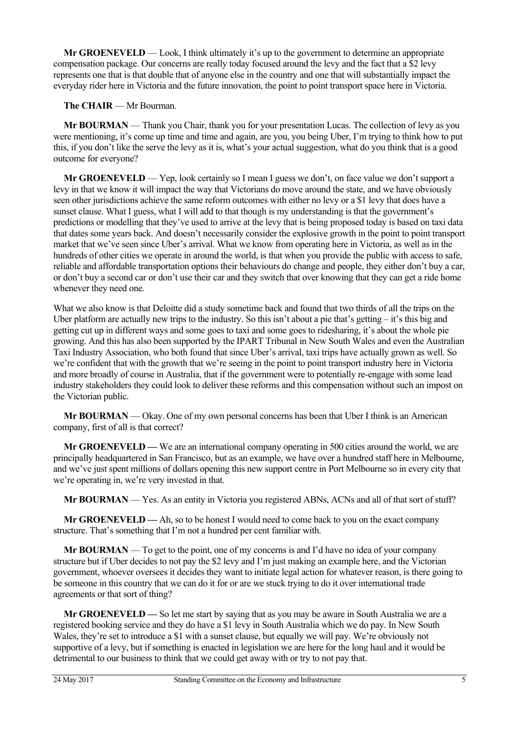**Mr GROENEVELD** — Look, I think ultimately it's up to the government to determine an appropriate compensation package. Our concerns are really today focused around the levy and the fact that a $2 levy represents one that is that double that of anyone else in the country and one that will substantially impact the everyday rider here in Victoria and the future innovation, the point to point transport space here in Victoria.

**The CHAIR** — Mr Bourman.

**Mr BOURMAN** — Thank you Chair, thank you for your presentation Lucas. The collection of levy as you were mentioning, it's come up time and time again, are you, you being Uber, I'm trying to think how to put this, if you don't like the serve the levy as it is, what's your actual suggestion, what do you think that is a good outcome for everyone?

**Mr GROENEVELD** — Yep, look certainly so I mean I guess we don't, on face value we don't support a levy in that we know it will impact the way that Victorians do move around the state, and we have obviously seen other jurisdictions achieve the same reform outcomes with either no levy or a $1 levy that does have a sunset clause. What I guess, what I will add to that though is my understanding is that the government's predictions or modelling that they've used to arrive at the levy that is being proposed today is based on taxi data that dates some years back. And doesn't necessarily consider the explosive growth in the point to point transport market that we've seen since Uber's arrival. What we know from operating here in Victoria, as well as in the hundreds of other cities we operate in around the world, is that when you provide the public with access to safe, reliable and affordable transportation options their behaviours do change and people, they either don't buy a car, or don't buy a second car or don't use their car and they switch that over knowing that they can get a ride home whenever they need one.

What we also know is that Deloitte did a study sometime back and found that two thirds of all the trips on the Uber platform are actually new trips to the industry. So this isn't about a pie that's getting – it's this big and getting cut up in different ways and some goes to taxi and some goes to ridesharing, it's about the whole pie growing. And this has also been supported by the IPART Tribunal in New South Wales and even the Australian Taxi Industry Association, who both found that since Uber's arrival, taxi trips have actually grown as well. So we're confident that with the growth that we're seeing in the point to point transport industry here in Victoria and more broadly of course in Australia, that if the government were to potentially re-engage with some lead industry stakeholders they could look to deliver these reforms and this compensation without such an impost on the Victorian public.

**Mr BOURMAN** — Okay. One of my own personal concerns has been that Uber I think is an American company, first of all is that correct?

**Mr GROENEVELD —** We are an international company operating in 500 cities around the world, we are principally headquartered in San Francisco, but as an example, we have over a hundred staff here in Melbourne, and we've just spent millions of dollars opening this new support centre in Port Melbourne so in every city that we're operating in, we're very invested in that.

**Mr BOURMAN** — Yes. As an entity in Victoria you registered ABNs, ACNs and all of that sort of stuff?

**Mr GROENEVELD —** Ah, so to be honest I would need to come back to you on the exact company structure. That's something that I'm not a hundred per cent familiar with.

**Mr BOURMAN** — To get to the point, one of my concerns is and I'd have no idea of your company structure but if Uber decides to not pay the $2 levy and I'm just making an example here, and the Victorian government, whoever oversees it decides they want to initiate legal action for whatever reason, is there going to be someone in this country that we can do it for or are we stuck trying to do it over international trade agreements or that sort of thing?

**Mr GROENEVELD —** So let me start by saying that as you may be aware in South Australia we are a registered booking service and they do have a $1 levy in South Australia which we do pay. In New South Wales, they're set to introduce a $1 with a sunset clause, but equally we will pay. We're obviously not supportive of a levy, but if something is enacted in legislation we are here for the long haul and it would be detrimental to our business to think that we could get away with or try to not pay that.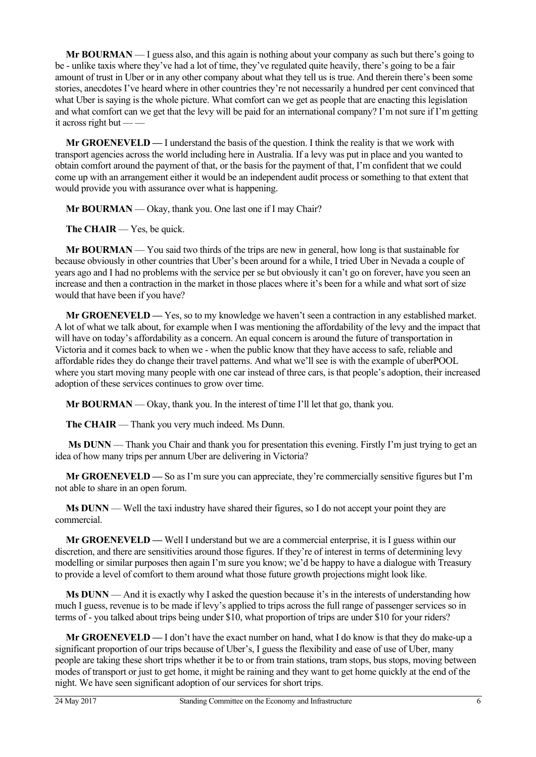**Mr BOURMAN** — I guess also, and this again is nothing about your company as such but there's going to be - unlike taxis where they've had a lot of time, they've regulated quite heavily, there's going to be a fair amount of trust in Uber or in any other company about what they tell us is true. And therein there's been some stories, anecdotes I've heard where in other countries they're not necessarily a hundred per cent convinced that what Uber is saying is the whole picture. What comfort can we get as people that are enacting this legislation and what comfort can we get that the levy will be paid for an international company? I'm not sure if I'm getting it across right but — —

**Mr GROENEVELD —** I understand the basis of the question. I think the reality is that we work with transport agencies across the world including here in Australia. If a levy was put in place and you wanted to obtain comfort around the payment of that, or the basis for the payment of that, I'm confident that we could come up with an arrangement either it would be an independent audit process or something to that extent that would provide you with assurance over what is happening.

**Mr BOURMAN** — Okay, thank you. One last one if I may Chair?

**The CHAIR** — Yes, be quick.

**Mr BOURMAN** — You said two thirds of the trips are new in general, how long is that sustainable for because obviously in other countries that Uber's been around for a while, I tried Uber in Nevada a couple of years ago and I had no problems with the service per se but obviously it can't go on forever, have you seen an increase and then a contraction in the market in those places where it's been for a while and what sort of size would that have been if you have?

**Mr GROENEVELD —** Yes, so to my knowledge we haven't seen a contraction in any established market. A lot of what we talk about, for example when I was mentioning the affordability of the levy and the impact that will have on today's affordability as a concern. An equal concern is around the future of transportation in Victoria and it comes back to when we - when the public know that they have access to safe, reliable and affordable rides they do change their travel patterns. And what we'll see is with the example of uberPOOL where you start moving many people with one car instead of three cars, is that people's adoption, their increased adoption of these services continues to grow over time.

**Mr BOURMAN** — Okay, thank you. In the interest of time I'll let that go, thank you.

**The CHAIR** — Thank you very much indeed. Ms Dunn.

**Ms DUNN** — Thank you Chair and thank you for presentation this evening. Firstly I'm just trying to get an idea of how many trips per annum Uber are delivering in Victoria?

**Mr GROENEVELD —** So as I'm sure you can appreciate, they're commercially sensitive figures but I'm not able to share in an open forum.

**Ms DUNN** — Well the taxi industry have shared their figures, so I do not accept your point they are commercial.

**Mr GROENEVELD —** Well I understand but we are a commercial enterprise, it is I guess within our discretion, and there are sensitivities around those figures. If they're of interest in terms of determining levy modelling or similar purposes then again I'm sure you know; we'd be happy to have a dialogue with Treasury to provide a level of comfort to them around what those future growth projections might look like.

**Ms DUNN** — And it is exactly why I asked the question because it's in the interests of understanding how much I guess, revenue is to be made if levy's applied to trips across the full range of passenger services so in terms of - you talked about trips being under $10, what proportion of trips are under $10 for your riders?

**Mr GROENEVELD —** I don't have the exact number on hand, what I do know is that they do make-up a significant proportion of our trips because of Uber's, I guess the flexibility and ease of use of Uber, many people are taking these short trips whether it be to or from train stations, tram stops, bus stops, moving between modes of transport or just to get home, it might be raining and they want to get home quickly at the end of the night. We have seen significant adoption of our services for short trips.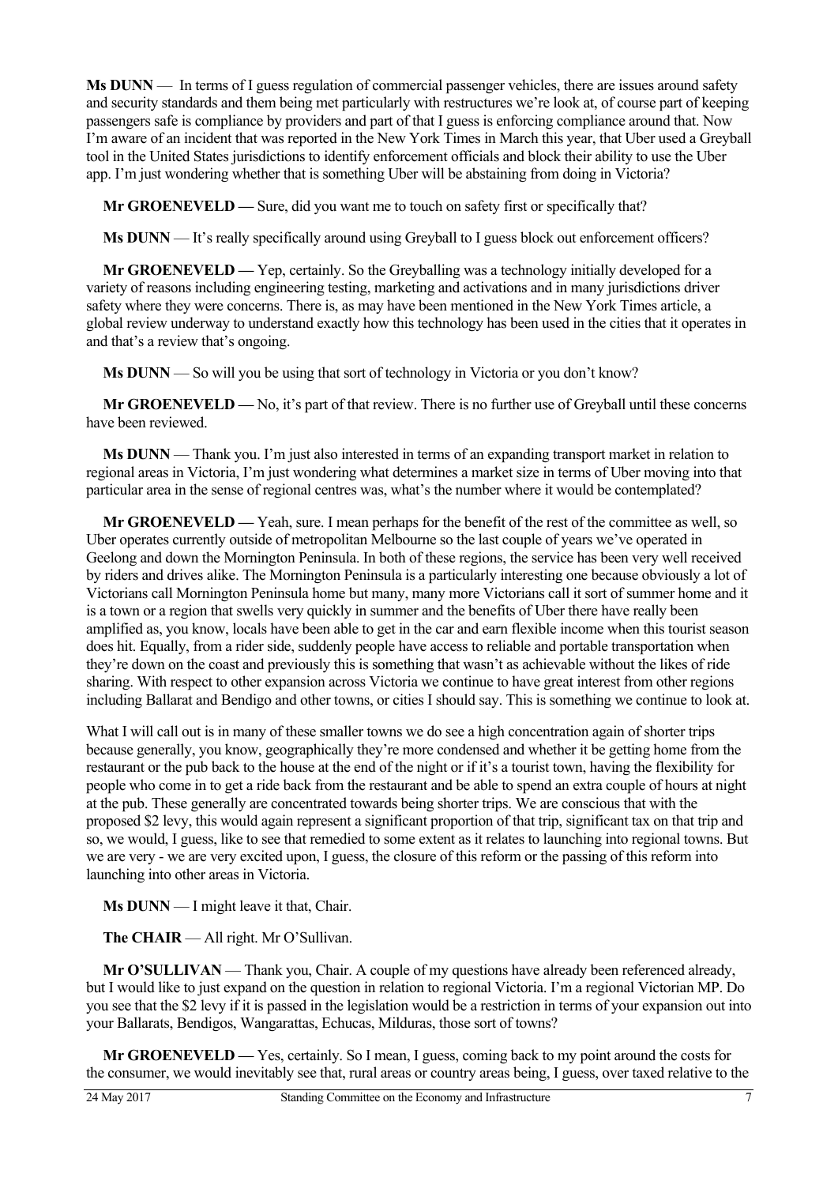**Ms DUNN** — In terms of I guess regulation of commercial passenger vehicles, there are issues around safety and security standards and them being met particularly with restructures we're look at, of course part of keeping passengers safe is compliance by providers and part of that I guess is enforcing compliance around that. Now I'm aware of an incident that was reported in the New York Times in March this year, that Uber used a Greyball tool in the United States jurisdictions to identify enforcement officials and block their ability to use the Uber app. I'm just wondering whether that is something Uber will be abstaining from doing in Victoria?

**Mr GROENEVELD —** Sure, did you want me to touch on safety first or specifically that?

**Ms DUNN** — It's really specifically around using Greyball to I guess block out enforcement officers?

**Mr GROENEVELD —** Yep, certainly. So the Greyballing was a technology initially developed for a variety of reasons including engineering testing, marketing and activations and in many jurisdictions driver safety where they were concerns. There is, as may have been mentioned in the New York Times article, a global review underway to understand exactly how this technology has been used in the cities that it operates in and that's a review that's ongoing.

**Ms DUNN** — So will you be using that sort of technology in Victoria or you don't know?

**Mr GROENEVELD —** No, it's part of that review. There is no further use of Greyball until these concerns have been reviewed.

**Ms DUNN** — Thank you. I'm just also interested in terms of an expanding transport market in relation to regional areas in Victoria, I'm just wondering what determines a market size in terms of Uber moving into that particular area in the sense of regional centres was, what's the number where it would be contemplated?

**Mr GROENEVELD —** Yeah, sure. I mean perhaps for the benefit of the rest of the committee as well, so Uber operates currently outside of metropolitan Melbourne so the last couple of years we've operated in Geelong and down the Mornington Peninsula. In both of these regions, the service has been very well received by riders and drives alike. The Mornington Peninsula is a particularly interesting one because obviously a lot of Victorians call Mornington Peninsula home but many, many more Victorians call it sort of summer home and it is a town or a region that swells very quickly in summer and the benefits of Uber there have really been amplified as, you know, locals have been able to get in the car and earn flexible income when this tourist season does hit. Equally, from a rider side, suddenly people have access to reliable and portable transportation when they're down on the coast and previously this is something that wasn't as achievable without the likes of ride sharing. With respect to other expansion across Victoria we continue to have great interest from other regions including Ballarat and Bendigo and other towns, or cities I should say. This is something we continue to look at.

What I will call out is in many of these smaller towns we do see a high concentration again of shorter trips because generally, you know, geographically they're more condensed and whether it be getting home from the restaurant or the pub back to the house at the end of the night or if it's a tourist town, having the flexibility for people who come in to get a ride back from the restaurant and be able to spend an extra couple of hours at night at the pub. These generally are concentrated towards being shorter trips. We are conscious that with the proposed $2 levy, this would again represent a significant proportion of that trip, significant tax on that trip and so, we would, I guess, like to see that remedied to some extent as it relates to launching into regional towns. But we are very - we are very excited upon, I guess, the closure of this reform or the passing of this reform into launching into other areas in Victoria.

**Ms DUNN** — I might leave it that, Chair.

**The CHAIR** — All right. Mr O'Sullivan.

**Mr O'SULLIVAN** — Thank you, Chair. A couple of my questions have already been referenced already, but I would like to just expand on the question in relation to regional Victoria. I'm a regional Victorian MP. Do you see that the $2 levy if it is passed in the legislation would be a restriction in terms of your expansion out into your Ballarats, Bendigos, Wangarattas, Echucas, Milduras, those sort of towns?

**Mr GROENEVELD —** Yes, certainly. So I mean, I guess, coming back to my point around the costs for the consumer, we would inevitably see that, rural areas or country areas being, I guess, over taxed relative to the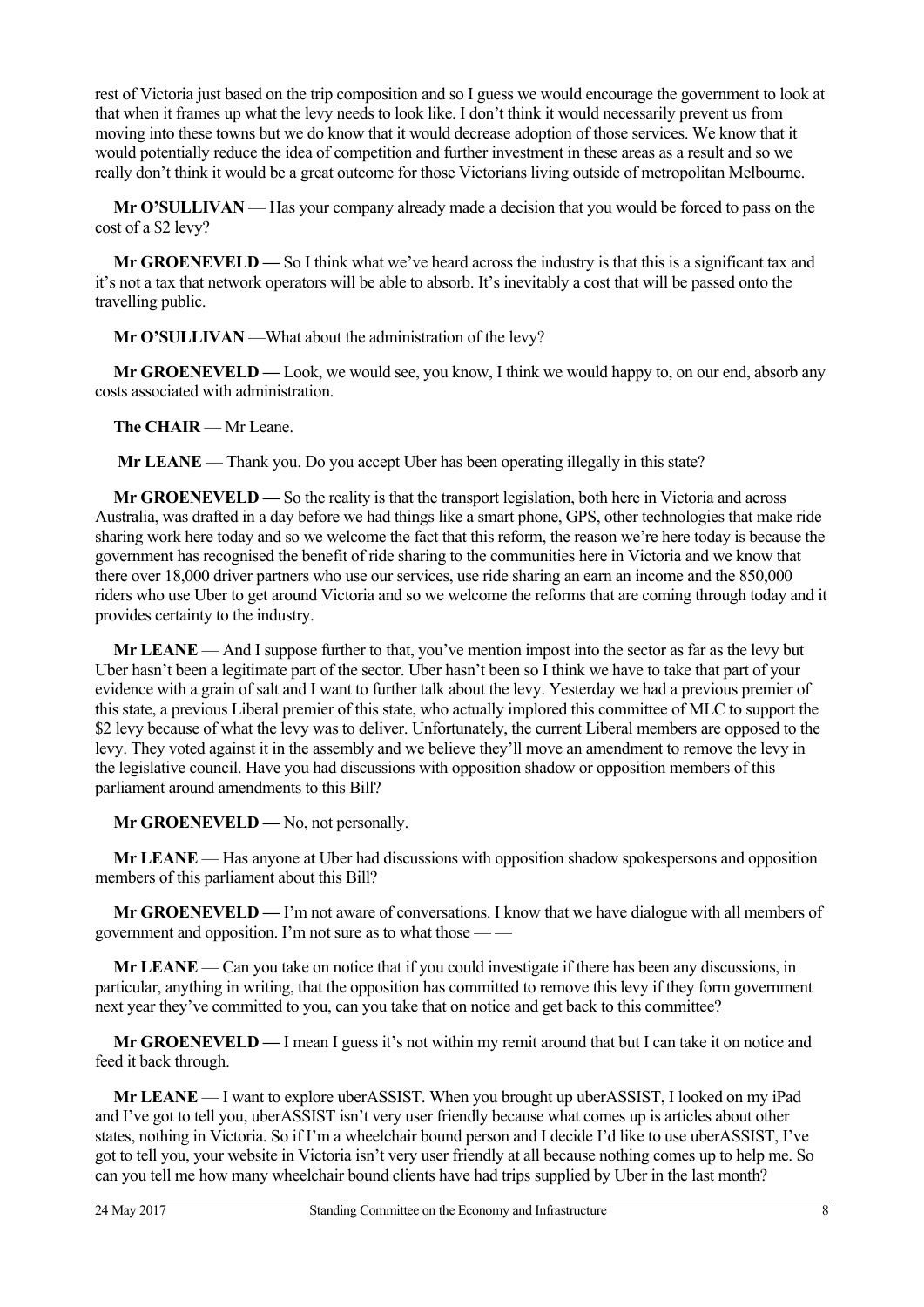rest of Victoria just based on the trip composition and so I guess we would encourage the government to look at that when it frames up what the levy needs to look like. I don't think it would necessarily prevent us from moving into these towns but we do know that it would decrease adoption of those services. We know that it would potentially reduce the idea of competition and further investment in these areas as a result and so we really don't think it would be a great outcome for those Victorians living outside of metropolitan Melbourne.

**Mr O'SULLIVAN** — Has your company already made a decision that you would be forced to pass on the cost of a $2 levy?

**Mr GROENEVELD —** So I think what we've heard across the industry is that this is a significant tax and it's not a tax that network operators will be able to absorb. It's inevitably a cost that will be passed onto the travelling public.

**Mr O'SULLIVAN** —What about the administration of the levy?

**Mr GROENEVELD —** Look, we would see, you know, I think we would happy to, on our end, absorb any costs associated with administration.

**The CHAIR** — Mr Leane.

**Mr LEANE** — Thank you. Do you accept Uber has been operating illegally in this state?

**Mr GROENEVELD —** So the reality is that the transport legislation, both here in Victoria and across Australia, was drafted in a day before we had things like a smart phone, GPS, other technologies that make ride sharing work here today and so we welcome the fact that this reform, the reason we're here today is because the government has recognised the benefit of ride sharing to the communities here in Victoria and we know that there over 18,000 driver partners who use our services, use ride sharing an earn an income and the 850,000 riders who use Uber to get around Victoria and so we welcome the reforms that are coming through today and it provides certainty to the industry.

**Mr LEANE** — And I suppose further to that, you've mention impost into the sector as far as the levy but Uber hasn't been a legitimate part of the sector. Uber hasn't been so I think we have to take that part of your evidence with a grain of salt and I want to further talk about the levy. Yesterday we had a previous premier of this state, a previous Liberal premier of this state, who actually implored this committee of MLC to support the $2 levy because of what the levy was to deliver. Unfortunately, the current Liberal members are opposed to the levy. They voted against it in the assembly and we believe they'll move an amendment to remove the levy in the legislative council. Have you had discussions with opposition shadow or opposition members of this parliament around amendments to this Bill?

**Mr GROENEVELD —** No, not personally.

**Mr LEANE** — Has anyone at Uber had discussions with opposition shadow spokespersons and opposition members of this parliament about this Bill?

**Mr GROENEVELD —** I'm not aware of conversations. I know that we have dialogue with all members of government and opposition. I'm not sure as to what those — —

**Mr LEANE** — Can you take on notice that if you could investigate if there has been any discussions, in particular, anything in writing, that the opposition has committed to remove this levy if they form government next year they've committed to you, can you take that on notice and get back to this committee?

**Mr GROENEVELD —** I mean I guess it's not within my remit around that but I can take it on notice and feed it back through.

**Mr LEANE** — I want to explore uberASSIST. When you brought up uberASSIST, I looked on my iPad and I've got to tell you, uberASSIST isn't very user friendly because what comes up is articles about other states, nothing in Victoria. So if I'm a wheelchair bound person and I decide I'd like to use uberASSIST, I've got to tell you, your website in Victoria isn't very user friendly at all because nothing comes up to help me. So can you tell me how many wheelchair bound clients have had trips supplied by Uber in the last month?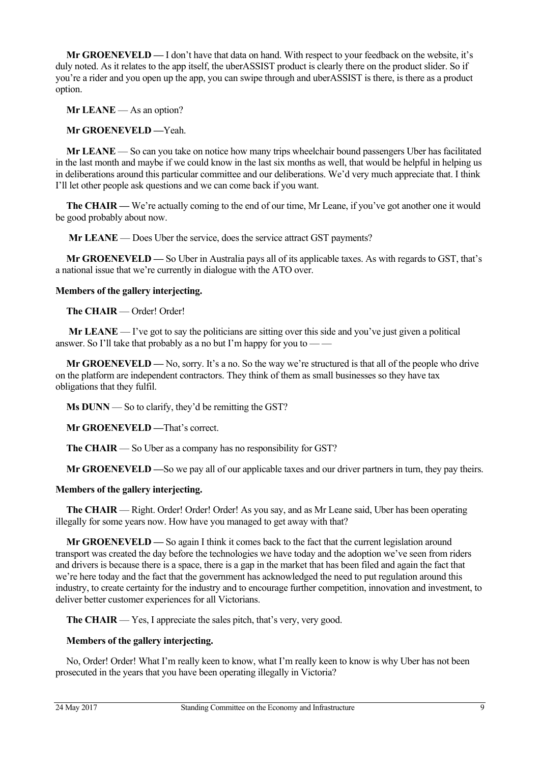**Mr GROENEVELD —** I don't have that data on hand. With respect to your feedback on the website, it's duly noted. As it relates to the app itself, the uberASSIST product is clearly there on the product slider. So if you're a rider and you open up the app, you can swipe through and uberASSIST is there, is there as a product option.

**Mr LEANE** — As an option?

**Mr GROENEVELD —**Yeah.

**Mr LEANE** — So can you take on notice how many trips wheelchair bound passengers Uber has facilitated in the last month and maybe if we could know in the last six months as well, that would be helpful in helping us in deliberations around this particular committee and our deliberations. We'd very much appreciate that. I think I'll let other people ask questions and we can come back if you want.

**The CHAIR —** We're actually coming to the end of our time, Mr Leane, if you've got another one it would be good probably about now.

**Mr LEANE** — Does Uber the service, does the service attract GST payments?

**Mr GROENEVELD —** So Uber in Australia pays all of its applicable taxes. As with regards to GST, that's a national issue that we're currently in dialogue with the ATO over.

**Members of the gallery interjecting.**

**The CHAIR** — Order! Order!

**Mr LEANE** — I've got to say the politicians are sitting over this side and you've just given a political answer. So I'll take that probably as a no but I'm happy for you to — —

**Mr GROENEVELD —** No, sorry. It's a no. So the way we're structured is that all of the people who drive on the platform are independent contractors. They think of them as small businesses so they have tax obligations that they fulfil.

**Ms DUNN** — So to clarify, they'd be remitting the GST?

**Mr GROENEVELD —**That's correct.

**The CHAIR** — So Uber as a company has no responsibility for GST?

**Mr GROENEVELD —**So we pay all of our applicable taxes and our driver partners in turn, they pay theirs.

**Members of the gallery interjecting.**

**The CHAIR** — Right. Order! Order! Order! As you say, and as Mr Leane said, Uber has been operating illegally for some years now. How have you managed to get away with that?

**Mr GROENEVELD —** So again I think it comes back to the fact that the current legislation around transport was created the day before the technologies we have today and the adoption we've seen from riders and drivers is because there is a space, there is a gap in the market that has been filed and again the fact that we're here today and the fact that the government has acknowledged the need to put regulation around this industry, to create certainty for the industry and to encourage further competition, innovation and investment, to deliver better customer experiences for all Victorians.

**The CHAIR** — Yes, I appreciate the sales pitch, that's very, very good.

**Members of the gallery interjecting.**

No, Order! Order! What I'm really keen to know, what I'm really keen to know is why Uber has not been prosecuted in the years that you have been operating illegally in Victoria?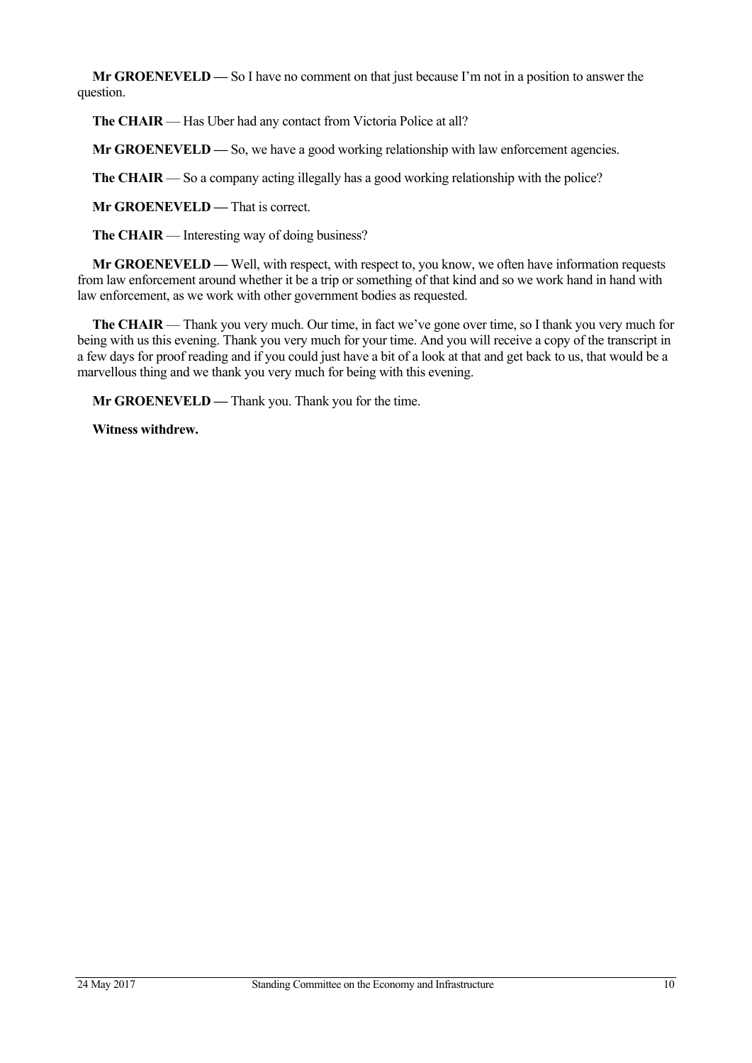**Mr GROENEVELD —** So I have no comment on that just because I'm not in a position to answer the question.

**The CHAIR** — Has Uber had any contact from Victoria Police at all?

**Mr GROENEVELD —** So, we have a good working relationship with law enforcement agencies.

**The CHAIR** — So a company acting illegally has a good working relationship with the police?

**Mr GROENEVELD —** That is correct.

**The CHAIR** — Interesting way of doing business?

**Mr GROENEVELD —** Well, with respect, with respect to, you know, we often have information requests from law enforcement around whether it be a trip or something of that kind and so we work hand in hand with law enforcement, as we work with other government bodies as requested.

**The CHAIR** — Thank you very much. Our time, in fact we've gone over time, so I thank you very much for being with us this evening. Thank you very much for your time. And you will receive a copy of the transcript in a few days for proof reading and if you could just have a bit of a look at that and get back to us, that would be a marvellous thing and we thank you very much for being with this evening.

**Mr GROENEVELD —** Thank you. Thank you for the time.

**Witness withdrew.**